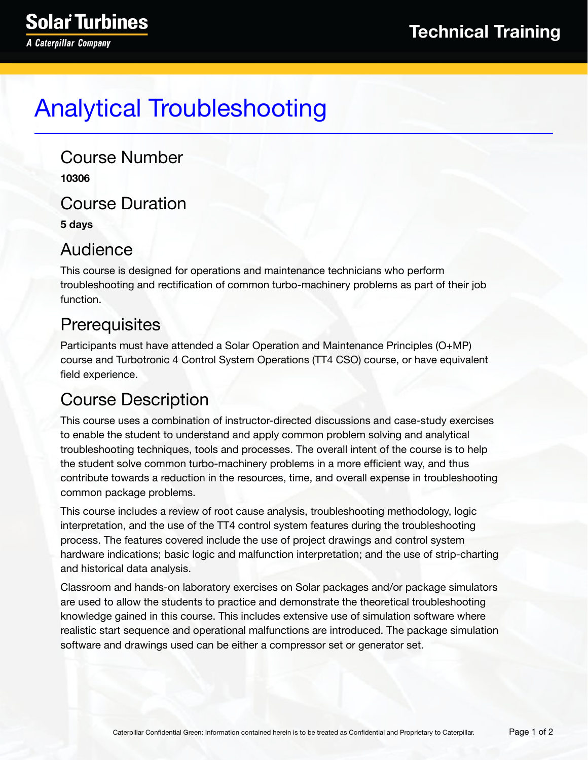# Analytical Troubleshooting

## Course Number

**10306**

## Course Duration

**5 days**

## Audience

This course is designed for operations and maintenance technicians who perform troubleshooting and rectification of common turbo-machinery problems as part of their job function.

## Prerequisites

Participants must have attended a Solar Operation and Maintenance Principles (O+MP) course and Turbotronic 4 Control System Operations (TT4 CSO) course, or have equivalent field experience.

## Course Description

This course uses a combination of instructor-directed discussions and case-study exercises to enable the student to understand and apply common problem solving and analytical troubleshooting techniques, tools and processes. The overall intent of the course is to help the student solve common turbo-machinery problems in a more efficient way, and thus contribute towards a reduction in the resources, time, and overall expense in troubleshooting common package problems.

This course includes a review of root cause analysis, troubleshooting methodology, logic interpretation, and the use of the TT4 control system features during the troubleshooting process. The features covered include the use of project drawings and control system hardware indications; basic logic and malfunction interpretation; and the use of strip-charting and historical data analysis.

Classroom and hands-on laboratory exercises on Solar packages and/or package simulators are used to allow the students to practice and demonstrate the theoretical troubleshooting knowledge gained in this course. This includes extensive use of simulation software where realistic start sequence and operational malfunctions are introduced. The package simulation software and drawings used can be either a compressor set or generator set.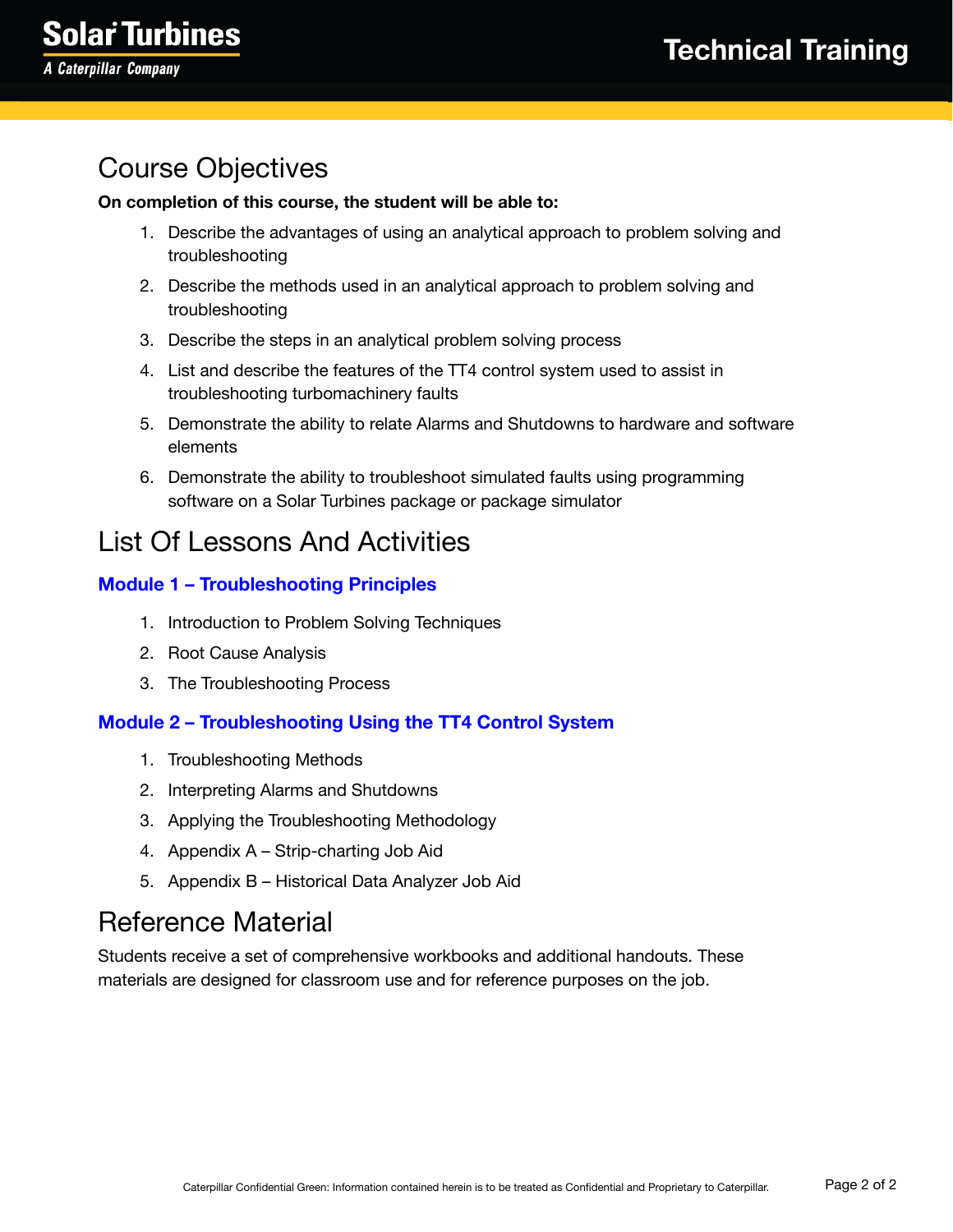## Course Objectives

**On completion of this course, the student will be able to:**

1. Describe the advantages of using an analytical approach to problem solving and troubleshooting
2. Describe the methods used in an analytical approach to problem solving and troubleshooting
3. Describe the steps in an analytical problem solving process
4. List and describe the features of the TT4 control system used to assist in troubleshooting turbomachinery faults
5. Demonstrate the ability to relate Alarms and Shutdowns to hardware and software elements
6. Demonstrate the ability to troubleshoot simulated faults using programming software on a Solar Turbines package or package simulator

## List Of Lessons And Activities

### Module 1 – Troubleshooting Principles

1. Introduction to Problem Solving Techniques
2. Root Cause Analysis
3. The Troubleshooting Process

### Module 2 – Troubleshooting Using the TT4 Control System

1. Troubleshooting Methods
2. Interpreting Alarms and Shutdowns
3. Applying the Troubleshooting Methodology
4. Appendix A – Strip-charting Job Aid
5. Appendix B – Historical Data Analyzer Job Aid

## Reference Material

Students receive a set of comprehensive workbooks and additional handouts. These materials are designed for classroom use and for reference purposes on the job.